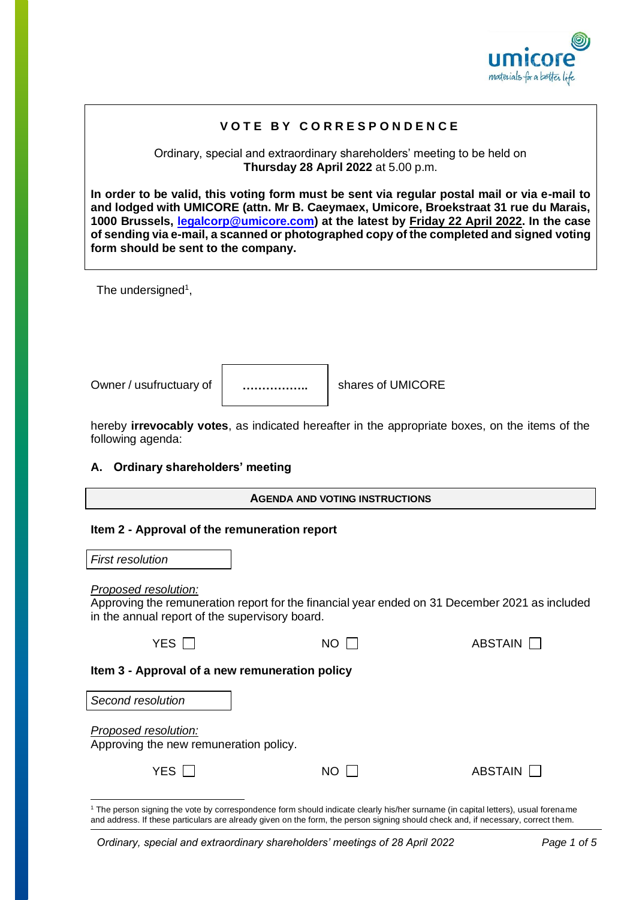**VOTE BY CORRESPONDENCE**

Ordinary, special and extraordinary shareholders' meeting to be held on **Thursday 28 April 2022** at 5.00 p.m.

**In order to be valid, this voting form must be sent via regular postal mail or via e-mail to and lodged with UMICORE (attn. Mr B. Caeymaex, Umicore, Broekstraat 31 rue du Marais, 1000 Brussels, legalcorp@umicore.com) at the latest by Friday 22 April 2022. In the case of sending via e-mail, a scanned or photographed copy of the completed and signed voting form should be sent to the company.**

The undersigned[1],

Owner / usufructuary of …………….. shares of UMICORE

hereby **irrevocably votes**, as indicated hereafter in the appropriate boxes, on the items of the following agenda:

## A. Ordinary shareholders' meeting

**AGENDA AND VOTING INSTRUCTIONS**

### Item 2 - Approval of the remuneration report

*First resolution*

*Proposed resolution:*
Approving the remuneration report for the financial year ended on 31 December 2021 as included in the annual report of the supervisory board.

YES ☐ NO ☐ ABSTAIN ☐

### Item 3 - Approval of a new remuneration policy

*Second resolution*

*Proposed resolution:*
Approving the new remuneration policy.

YES ☐ NO ☐ ABSTAIN ☐

[1] The person signing the vote by correspondence form should indicate clearly his/her surname (in capital letters), usual forename and address. If these particulars are already given on the form, the person signing should check and, if necessary, correct them.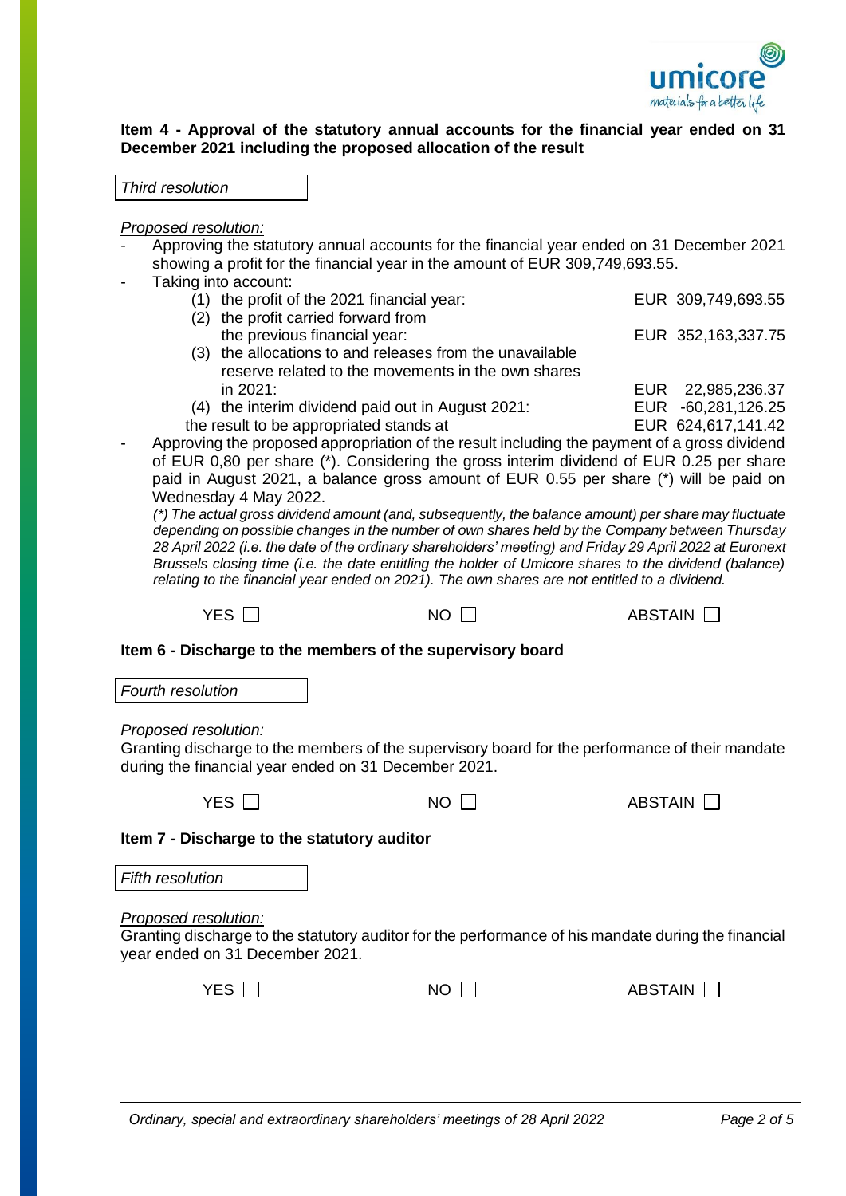**Item 4 - Approval of the statutory annual accounts for the financial year ended on 31 December 2021 including the proposed allocation of the result**

*Third resolution*

*Proposed resolution:*

- Approving the statutory annual accounts for the financial year ended on 31 December 2021 showing a profit for the financial year in the amount of EUR 309,749,693.55.
- Taking into account:

| | |
|---|---|
| (1) the profit of the 2021 financial year: | EUR 309,749,693.55 |
| (2) the profit carried forward from the previous financial year: | EUR 352,163,337.75 |
| (3) the allocations to and releases from the unavailable reserve related to the movements in the own shares in 2021: | EUR 22,985,236.37 |
| (4) the interim dividend paid out in August 2021: | EUR -60,281,126.25 |
| the result to be appropriated stands at | EUR 624,617,141.42 |

- Approving the proposed appropriation of the result including the payment of a gross dividend of EUR 0,80 per share (*). Considering the gross interim dividend of EUR 0.25 per share paid in August 2021, a balance gross amount of EUR 0.55 per share (*) will be paid on Wednesday 4 May 2022.

  *(*) The actual gross dividend amount (and, subsequently, the balance amount) per share may fluctuate depending on possible changes in the number of own shares held by the Company between Thursday 28 April 2022 (i.e. the date of the ordinary shareholders' meeting) and Friday 29 April 2022 at Euronext Brussels closing time (i.e. the date entitling the holder of Umicore shares to the dividend (balance) relating to the financial year ended on 2021). The own shares are not entitled to a dividend.*

YES ☐ NO ☐ ABSTAIN ☐

**Item 6 - Discharge to the members of the supervisory board**

*Fourth resolution*

*Proposed resolution:*

Granting discharge to the members of the supervisory board for the performance of their mandate during the financial year ended on 31 December 2021.

YES ☐ NO ☐ ABSTAIN ☐

**Item 7 - Discharge to the statutory auditor**

*Fifth resolution*

*Proposed resolution:*

Granting discharge to the statutory auditor for the performance of his mandate during the financial year ended on 31 December 2021.

YES ☐ NO ☐ ABSTAIN ☐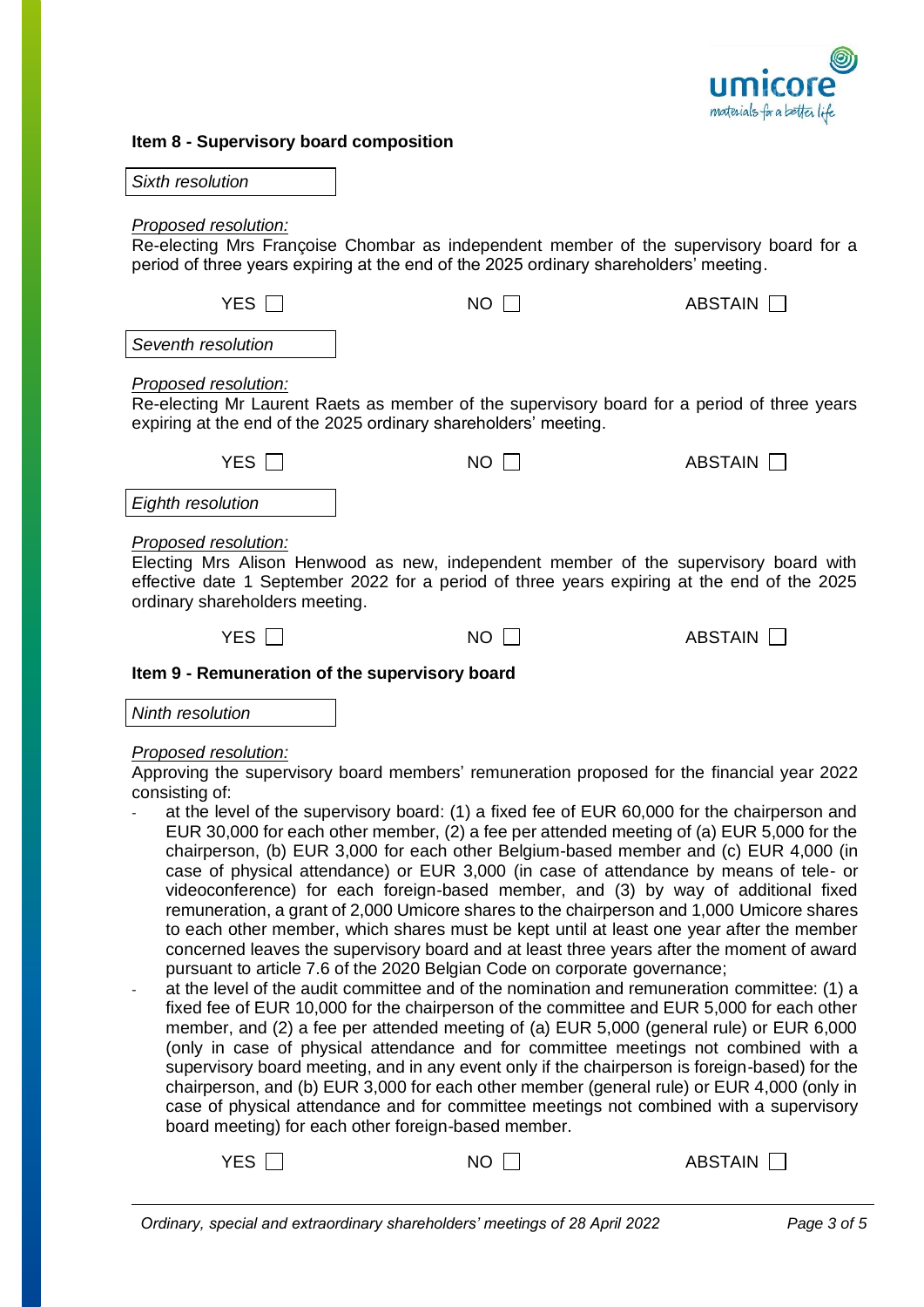### Item 8 - Supervisory board composition

*Sixth resolution*

*Proposed resolution:*
Re-electing Mrs Françoise Chombar as independent member of the supervisory board for a period of three years expiring at the end of the 2025 ordinary shareholders' meeting.

YES ☐ NO ☐ ABSTAIN ☐

*Seventh resolution*

*Proposed resolution:*
Re-electing Mr Laurent Raets as member of the supervisory board for a period of three years expiring at the end of the 2025 ordinary shareholders' meeting.

YES ☐ NO ☐ ABSTAIN ☐

*Eighth resolution*

*Proposed resolution:*
Electing Mrs Alison Henwood as new, independent member of the supervisory board with effective date 1 September 2022 for a period of three years expiring at the end of the 2025 ordinary shareholders meeting.

YES ☐ NO ☐ ABSTAIN ☐

### Item 9 - Remuneration of the supervisory board

*Ninth resolution*

*Proposed resolution:*
Approving the supervisory board members' remuneration proposed for the financial year 2022 consisting of:

- at the level of the supervisory board: (1) a fixed fee of EUR 60,000 for the chairperson and EUR 30,000 for each other member, (2) a fee per attended meeting of (a) EUR 5,000 for the chairperson, (b) EUR 3,000 for each other Belgium-based member and (c) EUR 4,000 (in case of physical attendance) or EUR 3,000 (in case of attendance by means of tele- or videoconference) for each foreign-based member, and (3) by way of additional fixed remuneration, a grant of 2,000 Umicore shares to the chairperson and 1,000 Umicore shares to each other member, which shares must be kept until at least one year after the member concerned leaves the supervisory board and at least three years after the moment of award pursuant to article 7.6 of the 2020 Belgian Code on corporate governance;
- at the level of the audit committee and of the nomination and remuneration committee: (1) a fixed fee of EUR 10,000 for the chairperson of the committee and EUR 5,000 for each other member, and (2) a fee per attended meeting of (a) EUR 5,000 (general rule) or EUR 6,000 (only in case of physical attendance and for committee meetings not combined with a supervisory board meeting, and in any event only if the chairperson is foreign-based) for the chairperson, and (b) EUR 3,000 for each other member (general rule) or EUR 4,000 (only in case of physical attendance and for committee meetings not combined with a supervisory board meeting) for each other foreign-based member.

YES ☐ NO ☐ ABSTAIN ☐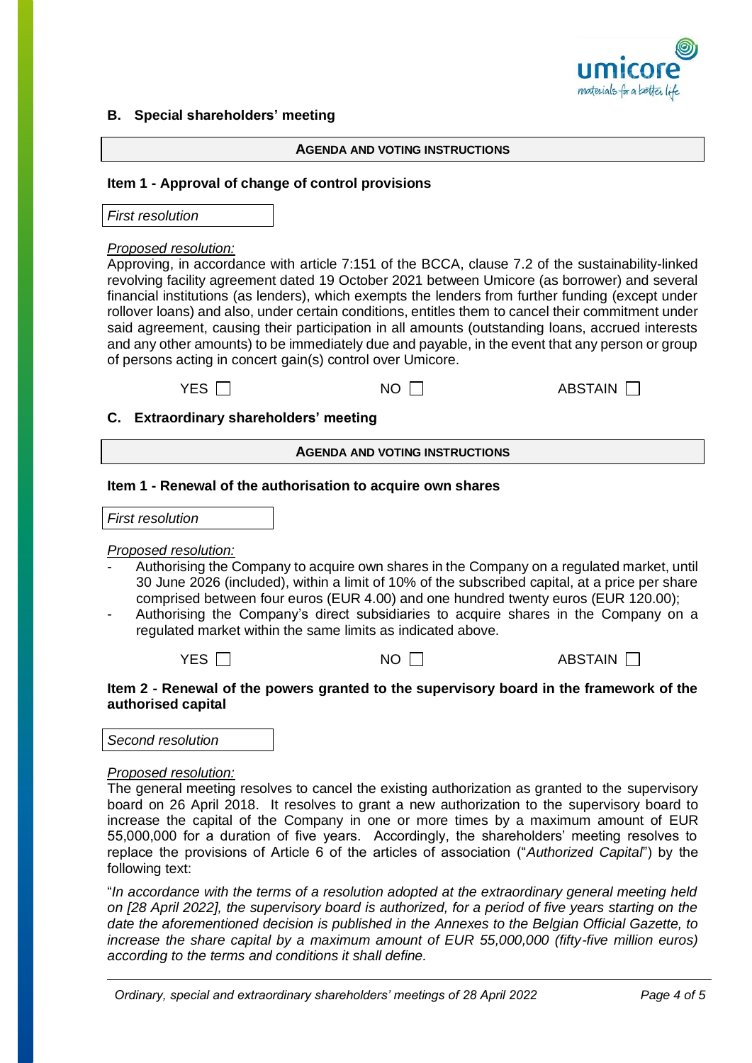## B. Special shareholders' meeting

**AGENDA AND VOTING INSTRUCTIONS**

### Item 1 - Approval of change of control provisions

*First resolution*

<u>*Proposed resolution:*</u>

Approving, in accordance with article 7:151 of the BCCA, clause 7.2 of the sustainability-linked revolving facility agreement dated 19 October 2021 between Umicore (as borrower) and several financial institutions (as lenders), which exempts the lenders from further funding (except under rollover loans) and also, under certain conditions, entitles them to cancel their commitment under said agreement, causing their participation in all amounts (outstanding loans, accrued interests and any other amounts) to be immediately due and payable, in the event that any person or group of persons acting in concert gain(s) control over Umicore.

YES ☐ NO ☐ ABSTAIN ☐

## C. Extraordinary shareholders' meeting

**AGENDA AND VOTING INSTRUCTIONS**

### Item 1 - Renewal of the authorisation to acquire own shares

*First resolution*

<u>*Proposed resolution:*</u>

- Authorising the Company to acquire own shares in the Company on a regulated market, until 30 June 2026 (included), within a limit of 10% of the subscribed capital, at a price per share comprised between four euros (EUR 4.00) and one hundred twenty euros (EUR 120.00);
- Authorising the Company's direct subsidiaries to acquire shares in the Company on a regulated market within the same limits as indicated above.

YES ☐ NO ☐ ABSTAIN ☐

### Item 2 - Renewal of the powers granted to the supervisory board in the framework of the authorised capital

*Second resolution*

<u>*Proposed resolution:*</u>

The general meeting resolves to cancel the existing authorization as granted to the supervisory board on 26 April 2018. It resolves to grant a new authorization to the supervisory board to increase the capital of the Company in one or more times by a maximum amount of EUR 55,000,000 for a duration of five years. Accordingly, the shareholders' meeting resolves to replace the provisions of Article 6 of the articles of association ("*Authorized Capital*") by the following text:

"*In accordance with the terms of a resolution adopted at the extraordinary general meeting held on [28 April 2022], the supervisory board is authorized, for a period of five years starting on the date the aforementioned decision is published in the Annexes to the Belgian Official Gazette, to increase the share capital by a maximum amount of EUR 55,000,000 (fifty-five million euros) according to the terms and conditions it shall define.*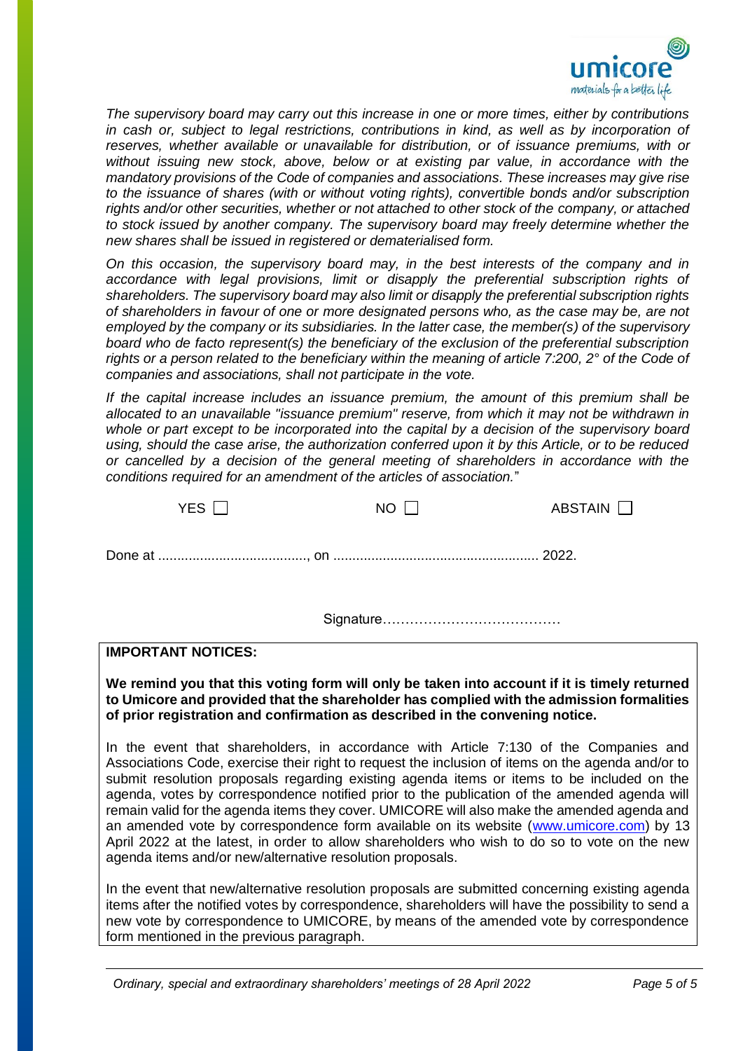*The supervisory board may carry out this increase in one or more times, either by contributions in cash or, subject to legal restrictions, contributions in kind, as well as by incorporation of reserves, whether available or unavailable for distribution, or of issuance premiums, with or without issuing new stock, above, below or at existing par value, in accordance with the mandatory provisions of the Code of companies and associations. These increases may give rise to the issuance of shares (with or without voting rights), convertible bonds and/or subscription rights and/or other securities, whether or not attached to other stock of the company, or attached to stock issued by another company. The supervisory board may freely determine whether the new shares shall be issued in registered or dematerialised form.*

*On this occasion, the supervisory board may, in the best interests of the company and in accordance with legal provisions, limit or disapply the preferential subscription rights of shareholders. The supervisory board may also limit or disapply the preferential subscription rights of shareholders in favour of one or more designated persons who, as the case may be, are not employed by the company or its subsidiaries. In the latter case, the member(s) of the supervisory board who de facto represent(s) the beneficiary of the exclusion of the preferential subscription rights or a person related to the beneficiary within the meaning of article 7:200, 2° of the Code of companies and associations, shall not participate in the vote.*

*If the capital increase includes an issuance premium, the amount of this premium shall be allocated to an unavailable "issuance premium" reserve, from which it may not be withdrawn in whole or part except to be incorporated into the capital by a decision of the supervisory board using, should the case arise, the authorization conferred upon it by this Article, or to be reduced or cancelled by a decision of the general meeting of shareholders in accordance with the conditions required for an amendment of the articles of association.*"

YES ☐ NO ☐ ABSTAIN ☐

Done at ......................................, on ..................................................... 2022.

Signature…………………………………

**IMPORTANT NOTICES:**

**We remind you that this voting form will only be taken into account if it is timely returned to Umicore and provided that the shareholder has complied with the admission formalities of prior registration and confirmation as described in the convening notice.**

In the event that shareholders, in accordance with Article 7:130 of the Companies and Associations Code, exercise their right to request the inclusion of items on the agenda and/or to submit resolution proposals regarding existing agenda items or items to be included on the agenda, votes by correspondence notified prior to the publication of the amended agenda will remain valid for the agenda items they cover. UMICORE will also make the amended agenda and an amended vote by correspondence form available on its website (www.umicore.com) by 13 April 2022 at the latest, in order to allow shareholders who wish to do so to vote on the new agenda items and/or new/alternative resolution proposals.

In the event that new/alternative resolution proposals are submitted concerning existing agenda items after the notified votes by correspondence, shareholders will have the possibility to send a new vote by correspondence to UMICORE, by means of the amended vote by correspondence form mentioned in the previous paragraph.